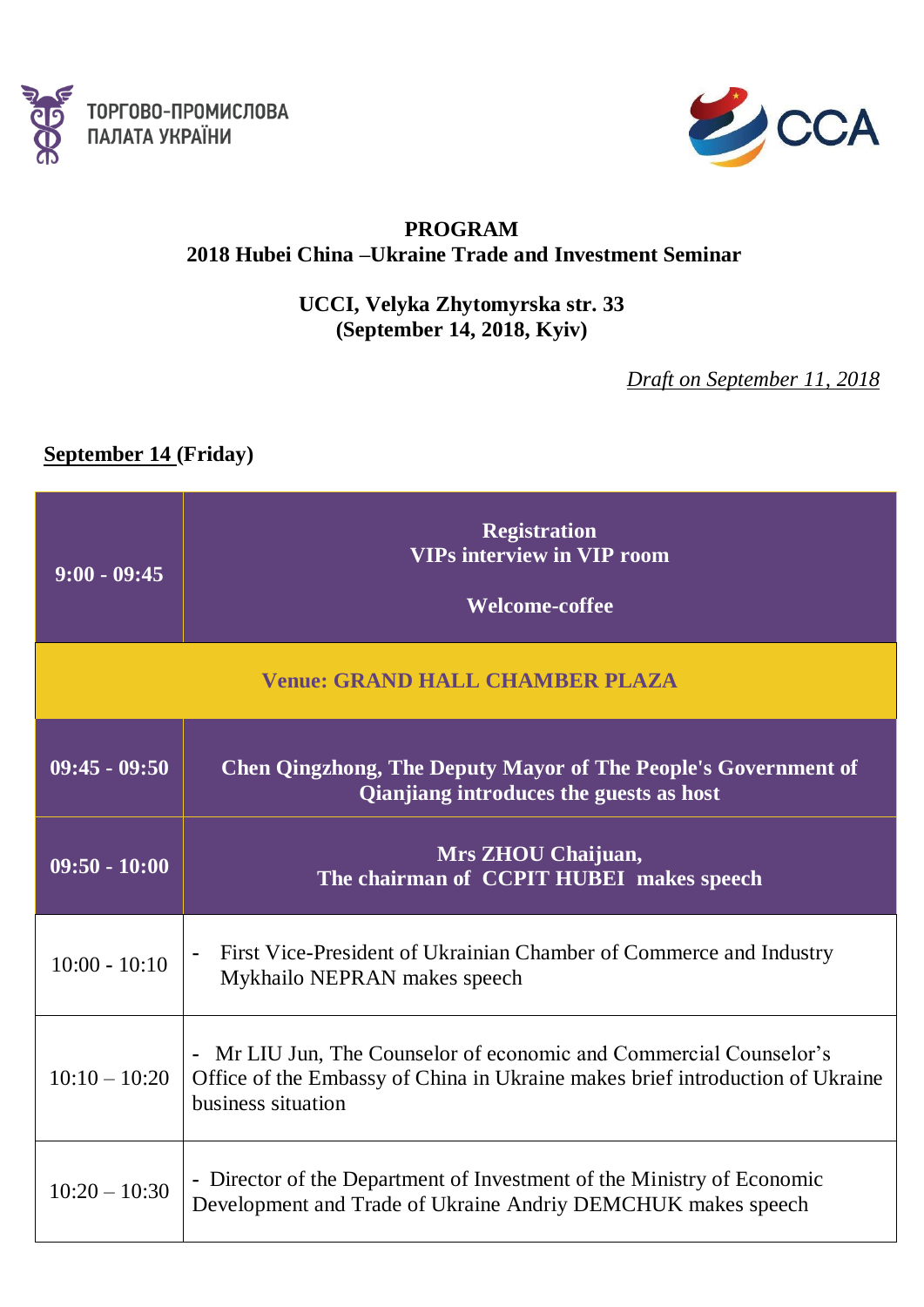ТОРГОВО-ПРОМИСЛОВА ПАЛАТА УКРАЇНИ

CCA

**PROGRAM**
**2018 Hubei China –Ukraine Trade and Investment Seminar**

**UCCI, Velyka Zhytomyrska str. 33**
**(September 14, 2018, Kyiv)**

*Draft on September 11, 2018*

**September 14 (Friday)**

| Time | Event |
|---|---|
| **9:00 - 09:45** | **Registration**<br>**VIPs interview in VIP room**<br>**Welcome-coffee** |
| **Venue: GRAND HALL CHAMBER PLAZA** | |
| **09:45 - 09:50** | **Chen Qingzhong, The Deputy Mayor of The People's Government of Qianjiang introduces the guests as host** |
| **09:50 - 10:00** | **Mrs ZHOU Chaijuan,**<br>**The chairman of CCPIT HUBEI makes speech** |
| 10:00 - 10:10 | - First Vice-President of Ukrainian Chamber of Commerce and Industry Mykhailo NEPRAN makes speech |
| 10:10 – 10:20 | - Mr LIU Jun, The Counselor of economic and Commercial Counselor's Office of the Embassy of China in Ukraine makes brief introduction of Ukraine business situation |
| 10:20 – 10:30 | - Director of the Department of Investment of the Ministry of Economic Development and Trade of Ukraine Andriy DEMCHUK makes speech |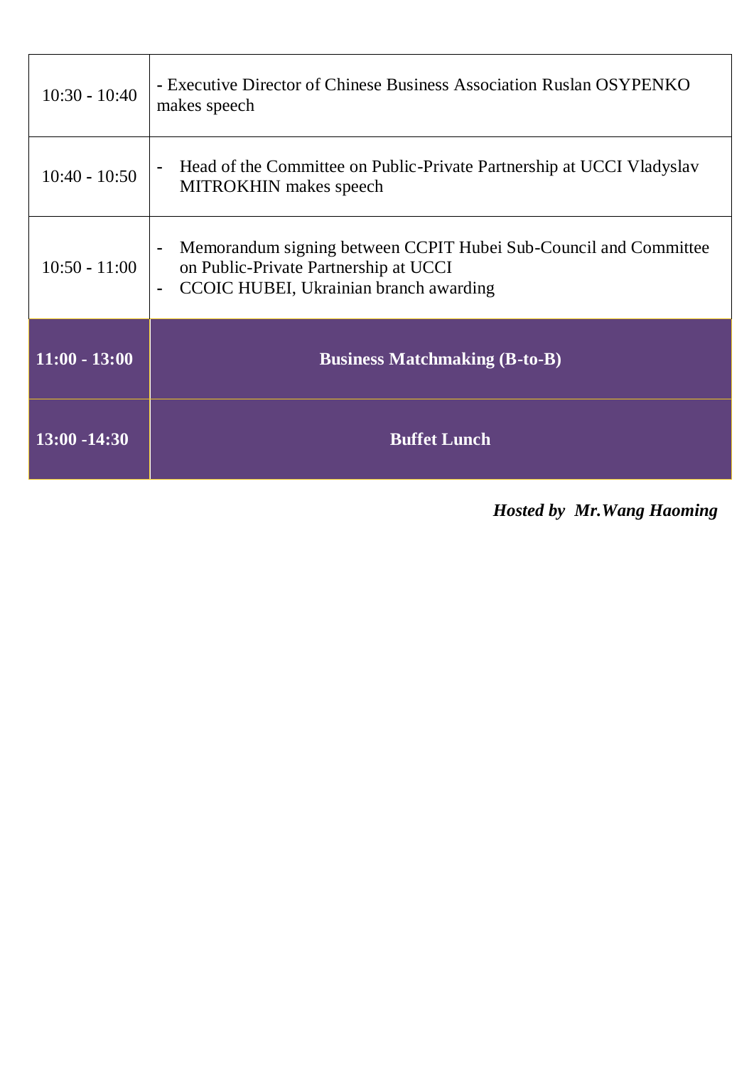| | |
|---|---|
| 10:30 - 10:40 | - Executive Director of Chinese Business Association Ruslan OSYPENKO makes speech |
| 10:40 - 10:50 | - Head of the Committee on Public-Private Partnership at UCCI Vladyslav MITROKHIN makes speech |
| 10:50 - 11:00 | - Memorandum signing between CCPIT Hubei Sub-Council and Committee on Public-Private Partnership at UCCI<br>- CCOIC HUBEI, Ukrainian branch awarding |
| **11:00 - 13:00** | **Business Matchmaking (B-to-B)** |
| **13:00 -14:30** | **Buffet Lunch** |

***Hosted by Mr.Wang Haoming***